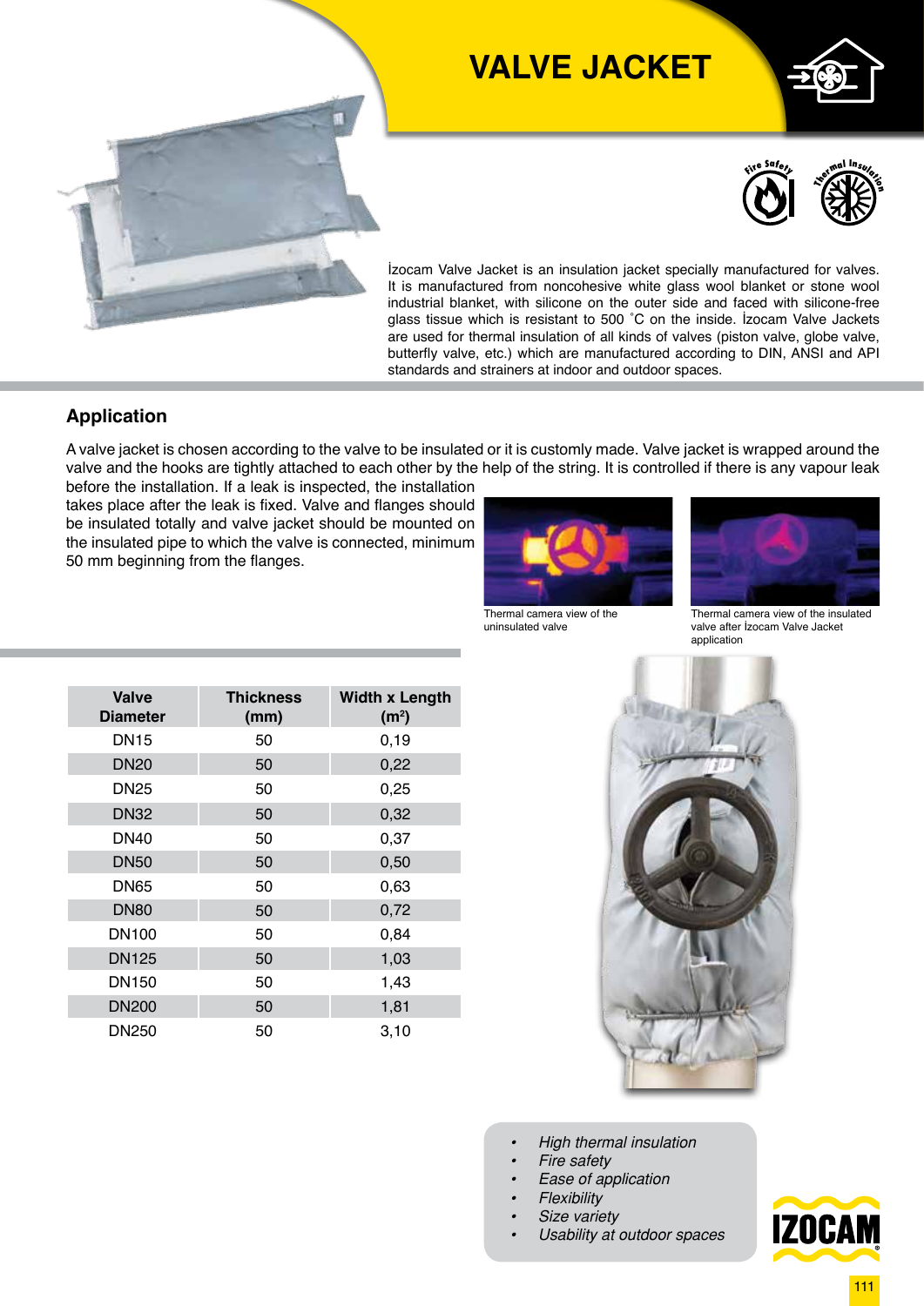# VALVE JACKET

İzocam Valve Jacket is an insulation jacket specially manufactured for valves. It is manufactured from noncohesive white glass wool blanket or stone wool industrial blanket, with silicone on the outer side and faced with silicone-free glass tissue which is resistant to 500 ˚C on the inside. İzocam Valve Jackets are used for thermal insulation of all kinds of valves (piston valve, globe valve, butterfly valve, etc.) which are manufactured according to DIN, ANSI and API standards and strainers at indoor and outdoor spaces.

## Application

A valve jacket is chosen according to the valve to be insulated or it is customly made. Valve jacket is wrapped around the valve and the hooks are tightly attached to each other by the help of the string. It is controlled if there is any vapour leak before the installation. If a leak is inspected, the installation takes place after the leak is fixed. Valve and flanges should be insulated totally and valve jacket should be mounted on the insulated pipe to which the valve is connected, minimum 50 mm beginning from the flanges.

Thermal camera view of the uninsulated valve

Thermal camera view of the insulated valve after İzocam Valve Jacket application

| Valve Diameter | Thickness (mm) | Width x Length ($m^2$) |
|---|---|---|
| DN15 | 50 | 0,19 |
| DN20 | 50 | 0,22 |
| DN25 | 50 | 0,25 |
| DN32 | 50 | 0,32 |
| DN40 | 50 | 0,37 |
| DN50 | 50 | 0,50 |
| DN65 | 50 | 0,63 |
| DN80 | 50 | 0,72 |
| DN100 | 50 | 0,84 |
| DN125 | 50 | 1,03 |
| DN150 | 50 | 1,43 |
| DN200 | 50 | 1,81 |
| DN250 | 50 | 3,10 |

- *High thermal insulation*
- *Fire safety*
- *Ease of application*
- *Flexibility*
- *Size variety*
- *Usability at outdoor spaces*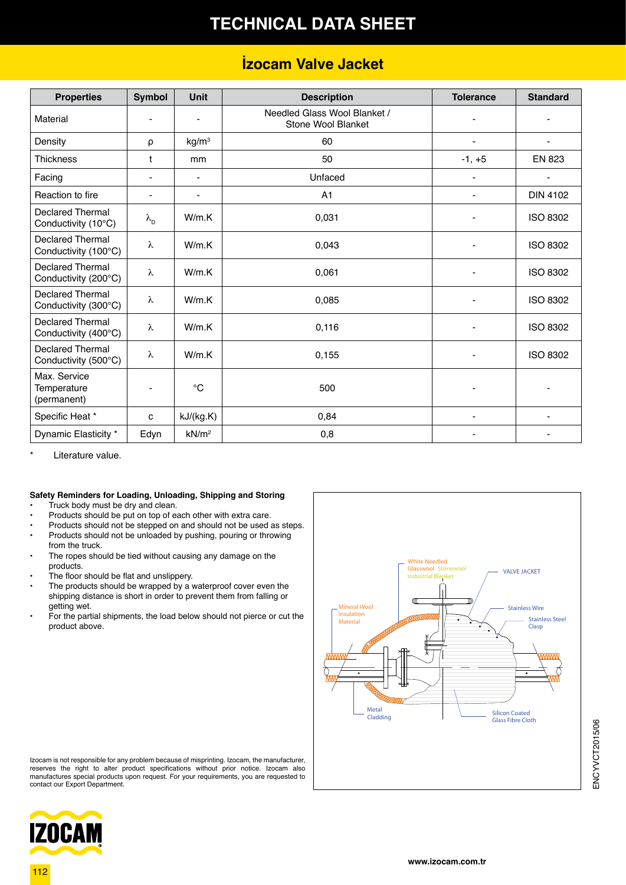# TECHNICAL DATA SHEET

## İzocam Valve Jacket

| Properties | Symbol | Unit | Description | Tolerance | Standard |
|---|---|---|---|---|---|
| Material | - | - | Needled Glass Wool Blanket / Stone Wool Blanket | - | - |
| Density | ρ | kg/m³ | 60 | - | - |
| Thickness | t | mm | 50 | -1, +5 | EN 823 |
| Facing | - | - | Unfaced | - | - |
| Reaction to fire | - | - | A1 | - | DIN 4102 |
| Declared Thermal Conductivity (10°C) | $\lambda_D$ | W/m.K | 0,031 | - | ISO 8302 |
| Declared Thermal Conductivity (100°C) | λ | W/m.K | 0,043 | - | ISO 8302 |
| Declared Thermal Conductivity (200°C) | λ | W/m.K | 0,061 | - | ISO 8302 |
| Declared Thermal Conductivity (300°C) | λ | W/m.K | 0,085 | - | ISO 8302 |
| Declared Thermal Conductivity (400°C) | λ | W/m.K | 0,116 | - | ISO 8302 |
| Declared Thermal Conductivity (500°C) | λ | W/m.K | 0,155 | - | ISO 8302 |
| Max. Service Temperature (permanent) | - | °C | 500 | - | - |
| Specific Heat * | c | kJ/(kg.K) | 0,84 | - | - |
| Dynamic Elasticity * | Edyn | kN/m² | 0,8 | - | - |

\* Literature value.

**Safety Reminders for Loading, Unloading, Shipping and Storing**

- Truck body must be dry and clean.
- Products should be put on top of each other with extra care.
- Products should not be stepped on and should not be used as steps.
- Products should not be unloaded by pushing, pouring or throwing from the truck.
- The ropes should be tied without causing any damage on the products.
- The floor should be flat and unslippery.
- The products should be wrapped by a waterproof cover even the shipping distance is short in order to prevent them from falling or getting wet.
- For the partial shipments, the load below should not pierce or cut the product above.

White Needled Glasswool Stonewool Industrial Blanket
VALVE JACKET
Mineral Wool Insulation Material
Stainless Wire
Stainless Steel Clasp
Metal Cladding
Silicon Coated Glass Fibre Cloth

Izocam is not responsible for any problem because of misprinting. Izocam, the manufacturer, reserves the right to alter product specifications without prior notice. Izocam also manufactures special products upon request. For your requirements, you are requested to contact our Export Department.

ENCYVCT2015/06

www.izocam.com.tr